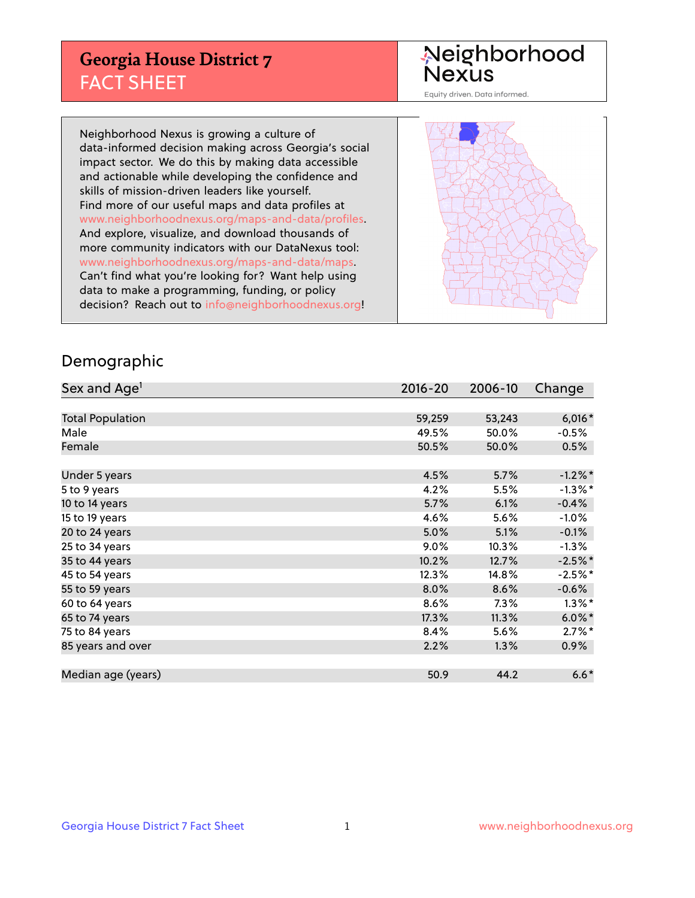# Georgia House District 7
## FACT SHEET

Neighborhood Nexus

Equity driven. Data informed.

Neighborhood Nexus is growing a culture of data-informed decision making across Georgia's social impact sector. We do this by making data accessible and actionable while developing the confidence and skills of mission-driven leaders like yourself. Find more of our useful maps and data profiles at www.neighborhoodnexus.org/maps-and-data/profiles. And explore, visualize, and download thousands of more community indicators with our DataNexus tool: www.neighborhoodnexus.org/maps-and-data/maps. Can't find what you're looking for? Want help using data to make a programming, funding, or policy decision? Reach out to info@neighborhoodnexus.org!

## Demographic

| Sex and Age[1] | 2016-20 | 2006-10 | Change |
|---|---|---|---|
| Total Population | 59,259 | 53,243 | 6,016* |
| Male | 49.5% | 50.0% | -0.5% |
| Female | 50.5% | 50.0% | 0.5% |
| | | | |
| Under 5 years | 4.5% | 5.7% | -1.2%* |
| 5 to 9 years | 4.2% | 5.5% | -1.3%* |
| 10 to 14 years | 5.7% | 6.1% | -0.4% |
| 15 to 19 years | 4.6% | 5.6% | -1.0% |
| 20 to 24 years | 5.0% | 5.1% | -0.1% |
| 25 to 34 years | 9.0% | 10.3% | -1.3% |
| 35 to 44 years | 10.2% | 12.7% | -2.5%* |
| 45 to 54 years | 12.3% | 14.8% | -2.5%* |
| 55 to 59 years | 8.0% | 8.6% | -0.6% |
| 60 to 64 years | 8.6% | 7.3% | 1.3%* |
| 65 to 74 years | 17.3% | 11.3% | 6.0%* |
| 75 to 84 years | 8.4% | 5.6% | 2.7%* |
| 85 years and over | 2.2% | 1.3% | 0.9% |
| | | | |
| Median age (years) | 50.9 | 44.2 | 6.6* |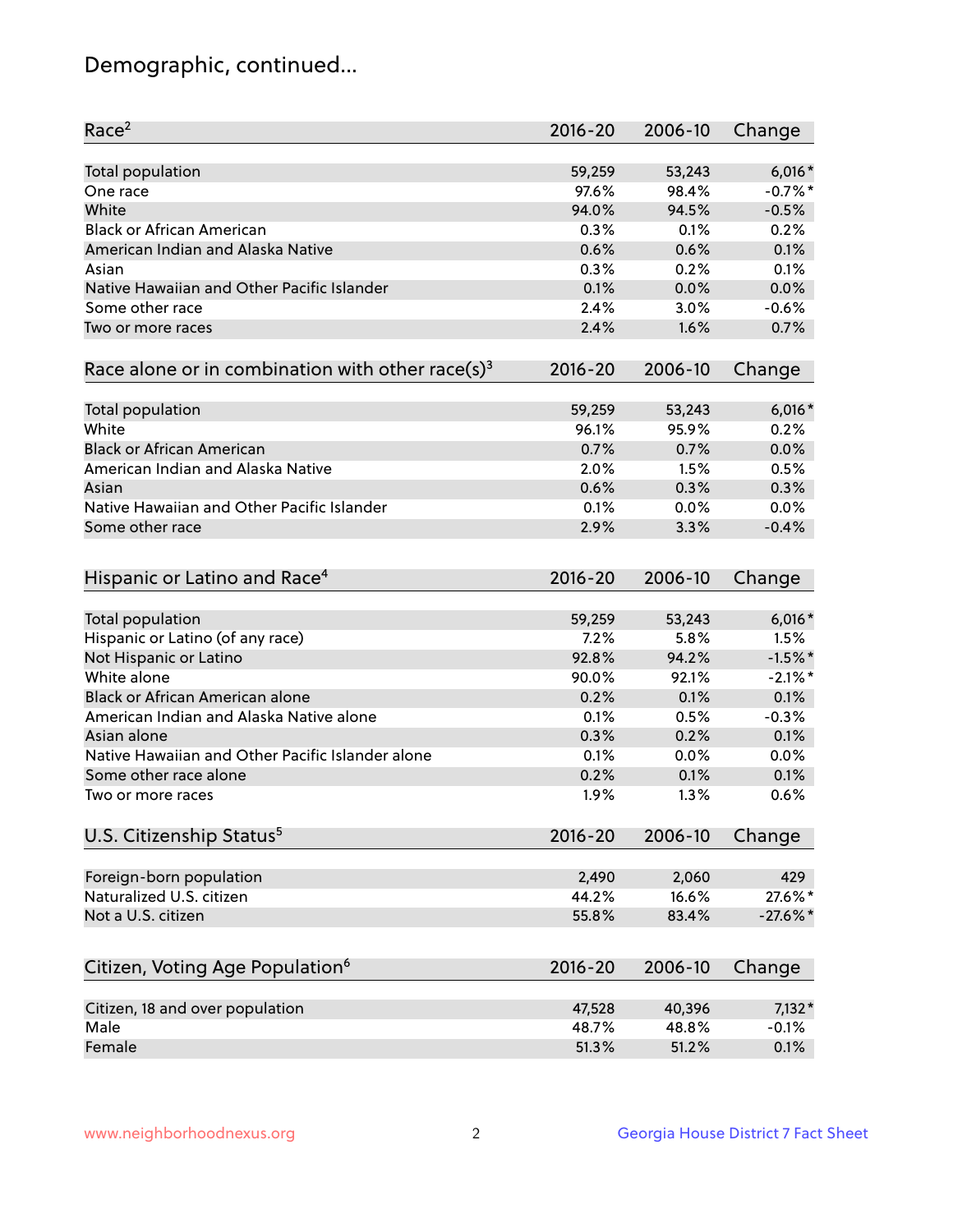## Demographic, continued...

| Race[2] | 2016-20 | 2006-10 | Change |
|---|---|---|---|
| Total population | 59,259 | 53,243 | 6,016* |
| One race | 97.6% | 98.4% | -0.7%* |
| White | 94.0% | 94.5% | -0.5% |
| Black or African American | 0.3% | 0.1% | 0.2% |
| American Indian and Alaska Native | 0.6% | 0.6% | 0.1% |
| Asian | 0.3% | 0.2% | 0.1% |
| Native Hawaiian and Other Pacific Islander | 0.1% | 0.0% | 0.0% |
| Some other race | 2.4% | 3.0% | -0.6% |
| Two or more races | 2.4% | 1.6% | 0.7% |

| Race alone or in combination with other race(s)[3] | 2016-20 | 2006-10 | Change |
|---|---|---|---|
| Total population | 59,259 | 53,243 | 6,016* |
| White | 96.1% | 95.9% | 0.2% |
| Black or African American | 0.7% | 0.7% | 0.0% |
| American Indian and Alaska Native | 2.0% | 1.5% | 0.5% |
| Asian | 0.6% | 0.3% | 0.3% |
| Native Hawaiian and Other Pacific Islander | 0.1% | 0.0% | 0.0% |
| Some other race | 2.9% | 3.3% | -0.4% |

| Hispanic or Latino and Race[4] | 2016-20 | 2006-10 | Change |
|---|---|---|---|
| Total population | 59,259 | 53,243 | 6,016* |
| Hispanic or Latino (of any race) | 7.2% | 5.8% | 1.5% |
| Not Hispanic or Latino | 92.8% | 94.2% | -1.5%* |
| White alone | 90.0% | 92.1% | -2.1%* |
| Black or African American alone | 0.2% | 0.1% | 0.1% |
| American Indian and Alaska Native alone | 0.1% | 0.5% | -0.3% |
| Asian alone | 0.3% | 0.2% | 0.1% |
| Native Hawaiian and Other Pacific Islander alone | 0.1% | 0.0% | 0.0% |
| Some other race alone | 0.2% | 0.1% | 0.1% |
| Two or more races | 1.9% | 1.3% | 0.6% |

| U.S. Citizenship Status[5] | 2016-20 | 2006-10 | Change |
|---|---|---|---|
| Foreign-born population | 2,490 | 2,060 | 429 |
| Naturalized U.S. citizen | 44.2% | 16.6% | 27.6%* |
| Not a U.S. citizen | 55.8% | 83.4% | -27.6%* |

| Citizen, Voting Age Population[6] | 2016-20 | 2006-10 | Change |
|---|---|---|---|
| Citizen, 18 and over population | 47,528 | 40,396 | 7,132* |
| Male | 48.7% | 48.8% | -0.1% |
| Female | 51.3% | 51.2% | 0.1% |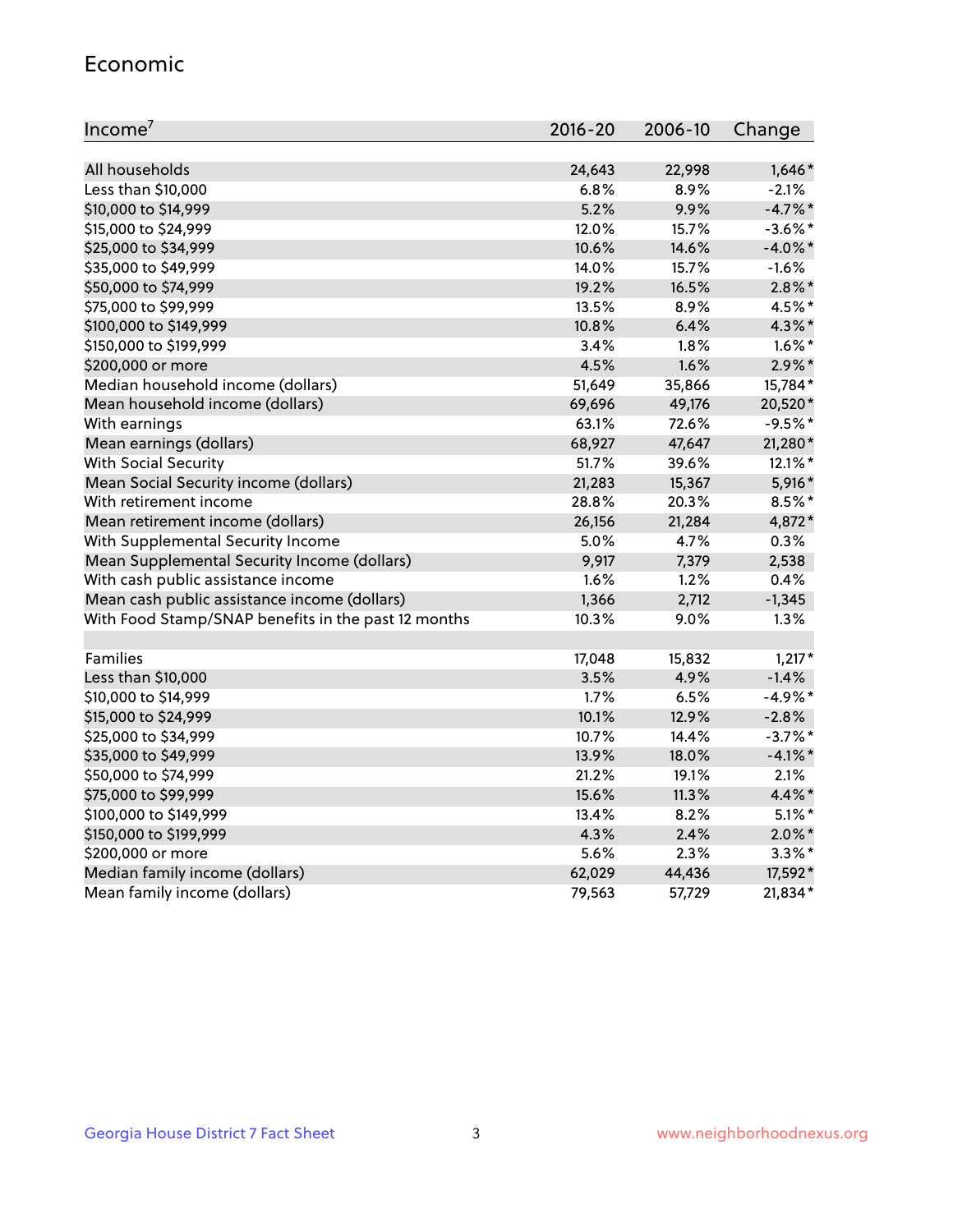## Economic

| Income[7] | 2016-20 | 2006-10 | Change |
|---|---|---|---|
| All households | 24,643 | 22,998 | 1,646* |
| Less than $10,000 | 6.8% | 8.9% | -2.1% |
| $10,000 to $14,999 | 5.2% | 9.9% | -4.7%* |
| $15,000 to $24,999 | 12.0% | 15.7% | -3.6%* |
| $25,000 to $34,999 | 10.6% | 14.6% | -4.0%* |
| $35,000 to $49,999 | 14.0% | 15.7% | -1.6% |
| $50,000 to $74,999 | 19.2% | 16.5% | 2.8%* |
| $75,000 to $99,999 | 13.5% | 8.9% | 4.5%* |
| $100,000 to $149,999 | 10.8% | 6.4% | 4.3%* |
| $150,000 to $199,999 | 3.4% | 1.8% | 1.6%* |
| $200,000 or more | 4.5% | 1.6% | 2.9%* |
| Median household income (dollars) | 51,649 | 35,866 | 15,784* |
| Mean household income (dollars) | 69,696 | 49,176 | 20,520* |
| With earnings | 63.1% | 72.6% | -9.5%* |
| Mean earnings (dollars) | 68,927 | 47,647 | 21,280* |
| With Social Security | 51.7% | 39.6% | 12.1%* |
| Mean Social Security income (dollars) | 21,283 | 15,367 | 5,916* |
| With retirement income | 28.8% | 20.3% | 8.5%* |
| Mean retirement income (dollars) | 26,156 | 21,284 | 4,872* |
| With Supplemental Security Income | 5.0% | 4.7% | 0.3% |
| Mean Supplemental Security Income (dollars) | 9,917 | 7,379 | 2,538 |
| With cash public assistance income | 1.6% | 1.2% | 0.4% |
| Mean cash public assistance income (dollars) | 1,366 | 2,712 | -1,345 |
| With Food Stamp/SNAP benefits in the past 12 months | 10.3% | 9.0% | 1.3% |
| | | | |
| Families | 17,048 | 15,832 | 1,217* |
| Less than $10,000 | 3.5% | 4.9% | -1.4% |
| $10,000 to $14,999 | 1.7% | 6.5% | -4.9%* |
| $15,000 to $24,999 | 10.1% | 12.9% | -2.8% |
| $25,000 to $34,999 | 10.7% | 14.4% | -3.7%* |
| $35,000 to $49,999 | 13.9% | 18.0% | -4.1%* |
| $50,000 to $74,999 | 21.2% | 19.1% | 2.1% |
| $75,000 to $99,999 | 15.6% | 11.3% | 4.4%* |
| $100,000 to $149,999 | 13.4% | 8.2% | 5.1%* |
| $150,000 to $199,999 | 4.3% | 2.4% | 2.0%* |
| $200,000 or more | 5.6% | 2.3% | 3.3%* |
| Median family income (dollars) | 62,029 | 44,436 | 17,592* |
| Mean family income (dollars) | 79,563 | 57,729 | 21,834* |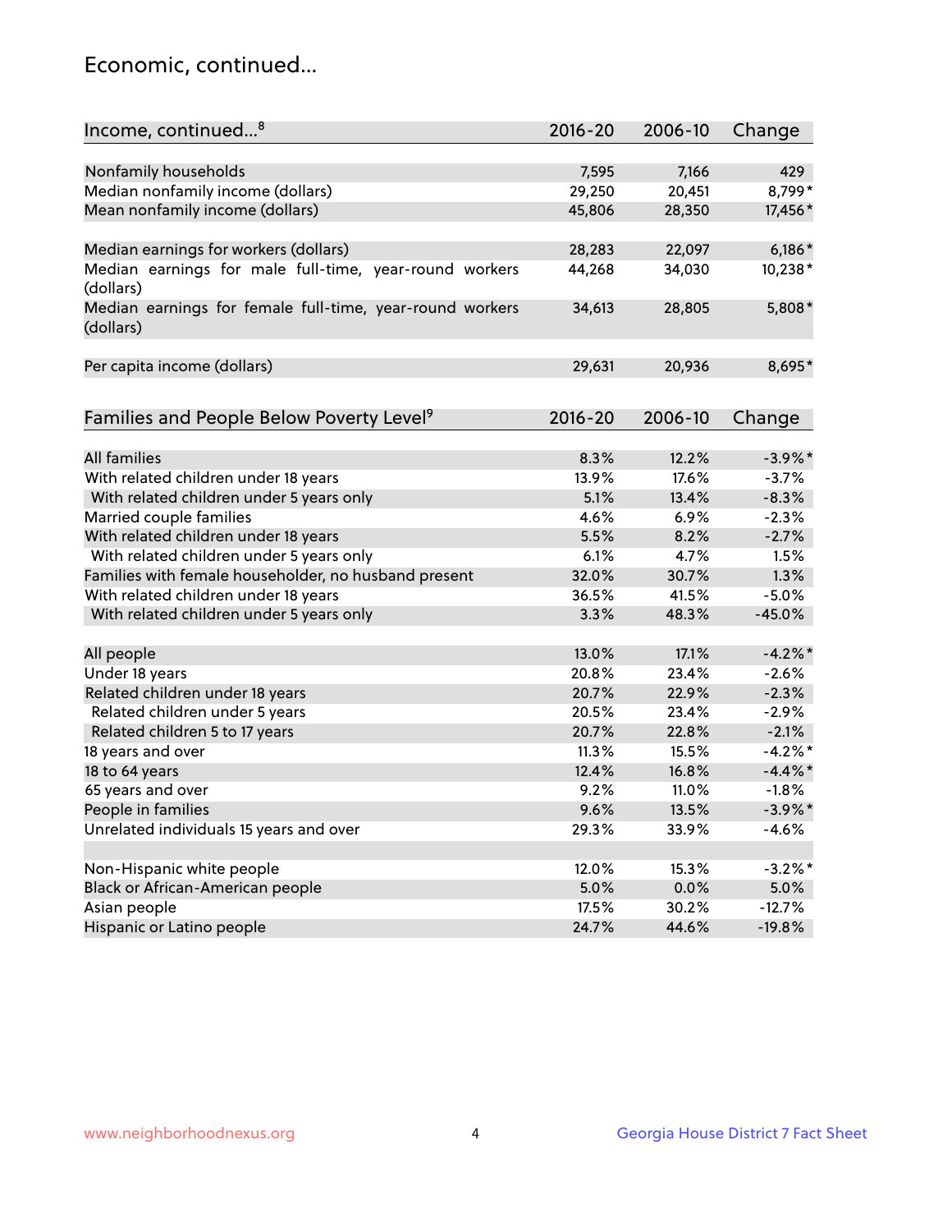## Economic, continued...

| Income, continued...[8] | 2016-20 | 2006-10 | Change |
|---|---|---|---|
| Nonfamily households | 7,595 | 7,166 | 429 |
| Median nonfamily income (dollars) | 29,250 | 20,451 | 8,799* |
| Mean nonfamily income (dollars) | 45,806 | 28,350 | 17,456* |
| Median earnings for workers (dollars) | 28,283 | 22,097 | 6,186* |
| Median earnings for male full-time, year-round workers (dollars) | 44,268 | 34,030 | 10,238* |
| Median earnings for female full-time, year-round workers (dollars) | 34,613 | 28,805 | 5,808* |
| Per capita income (dollars) | 29,631 | 20,936 | 8,695* |

| Families and People Below Poverty Level[9] | 2016-20 | 2006-10 | Change |
|---|---|---|---|
| All families | 8.3% | 12.2% | -3.9%* |
| With related children under 18 years | 13.9% | 17.6% | -3.7% |
| With related children under 5 years only | 5.1% | 13.4% | -8.3% |
| Married couple families | 4.6% | 6.9% | -2.3% |
| With related children under 18 years | 5.5% | 8.2% | -2.7% |
| With related children under 5 years only | 6.1% | 4.7% | 1.5% |
| Families with female householder, no husband present | 32.0% | 30.7% | 1.3% |
| With related children under 18 years | 36.5% | 41.5% | -5.0% |
| With related children under 5 years only | 3.3% | 48.3% | -45.0% |
| All people | 13.0% | 17.1% | -4.2%* |
| Under 18 years | 20.8% | 23.4% | -2.6% |
| Related children under 18 years | 20.7% | 22.9% | -2.3% |
| Related children under 5 years | 20.5% | 23.4% | -2.9% |
| Related children 5 to 17 years | 20.7% | 22.8% | -2.1% |
| 18 years and over | 11.3% | 15.5% | -4.2%* |
| 18 to 64 years | 12.4% | 16.8% | -4.4%* |
| 65 years and over | 9.2% | 11.0% | -1.8% |
| People in families | 9.6% | 13.5% | -3.9%* |
| Unrelated individuals 15 years and over | 29.3% | 33.9% | -4.6% |
| Non-Hispanic white people | 12.0% | 15.3% | -3.2%* |
| Black or African-American people | 5.0% | 0.0% | 5.0% |
| Asian people | 17.5% | 30.2% | -12.7% |
| Hispanic or Latino people | 24.7% | 44.6% | -19.8% |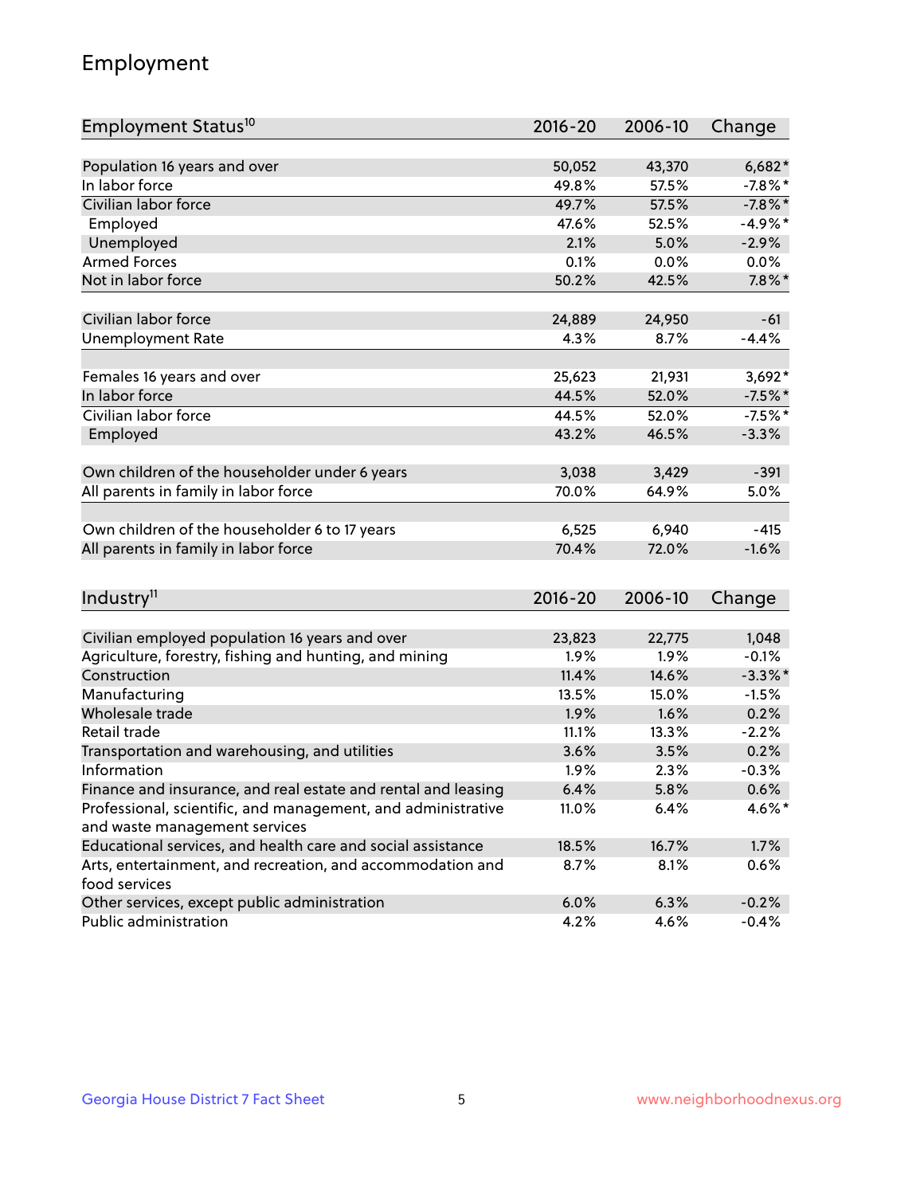# Employment

| Employment Status[10] | 2016-20 | 2006-10 | Change |
|---|---|---|---|
| Population 16 years and over | 50,052 | 43,370 | 6,682* |
| In labor force | 49.8% | 57.5% | -7.8%* |
| Civilian labor force | 49.7% | 57.5% | -7.8%* |
| Employed | 47.6% | 52.5% | -4.9%* |
| Unemployed | 2.1% | 5.0% | -2.9% |
| Armed Forces | 0.1% | 0.0% | 0.0% |
| Not in labor force | 50.2% | 42.5% | 7.8%* |
| | | | |
| Civilian labor force | 24,889 | 24,950 | -61 |
| Unemployment Rate | 4.3% | 8.7% | -4.4% |
| | | | |
| Females 16 years and over | 25,623 | 21,931 | 3,692* |
| In labor force | 44.5% | 52.0% | -7.5%* |
| Civilian labor force | 44.5% | 52.0% | -7.5%* |
| Employed | 43.2% | 46.5% | -3.3% |
| | | | |
| Own children of the householder under 6 years | 3,038 | 3,429 | -391 |
| All parents in family in labor force | 70.0% | 64.9% | 5.0% |
| | | | |
| Own children of the householder 6 to 17 years | 6,525 | 6,940 | -415 |
| All parents in family in labor force | 70.4% | 72.0% | -1.6% |

| Industry[11] | 2016-20 | 2006-10 | Change |
|---|---|---|---|
| Civilian employed population 16 years and over | 23,823 | 22,775 | 1,048 |
| Agriculture, forestry, fishing and hunting, and mining | 1.9% | 1.9% | -0.1% |
| Construction | 11.4% | 14.6% | -3.3%* |
| Manufacturing | 13.5% | 15.0% | -1.5% |
| Wholesale trade | 1.9% | 1.6% | 0.2% |
| Retail trade | 11.1% | 13.3% | -2.2% |
| Transportation and warehousing, and utilities | 3.6% | 3.5% | 0.2% |
| Information | 1.9% | 2.3% | -0.3% |
| Finance and insurance, and real estate and rental and leasing | 6.4% | 5.8% | 0.6% |
| Professional, scientific, and management, and administrative and waste management services | 11.0% | 6.4% | 4.6%* |
| Educational services, and health care and social assistance | 18.5% | 16.7% | 1.7% |
| Arts, entertainment, and recreation, and accommodation and food services | 8.7% | 8.1% | 0.6% |
| Other services, except public administration | 6.0% | 6.3% | -0.2% |
| Public administration | 4.2% | 4.6% | -0.4% |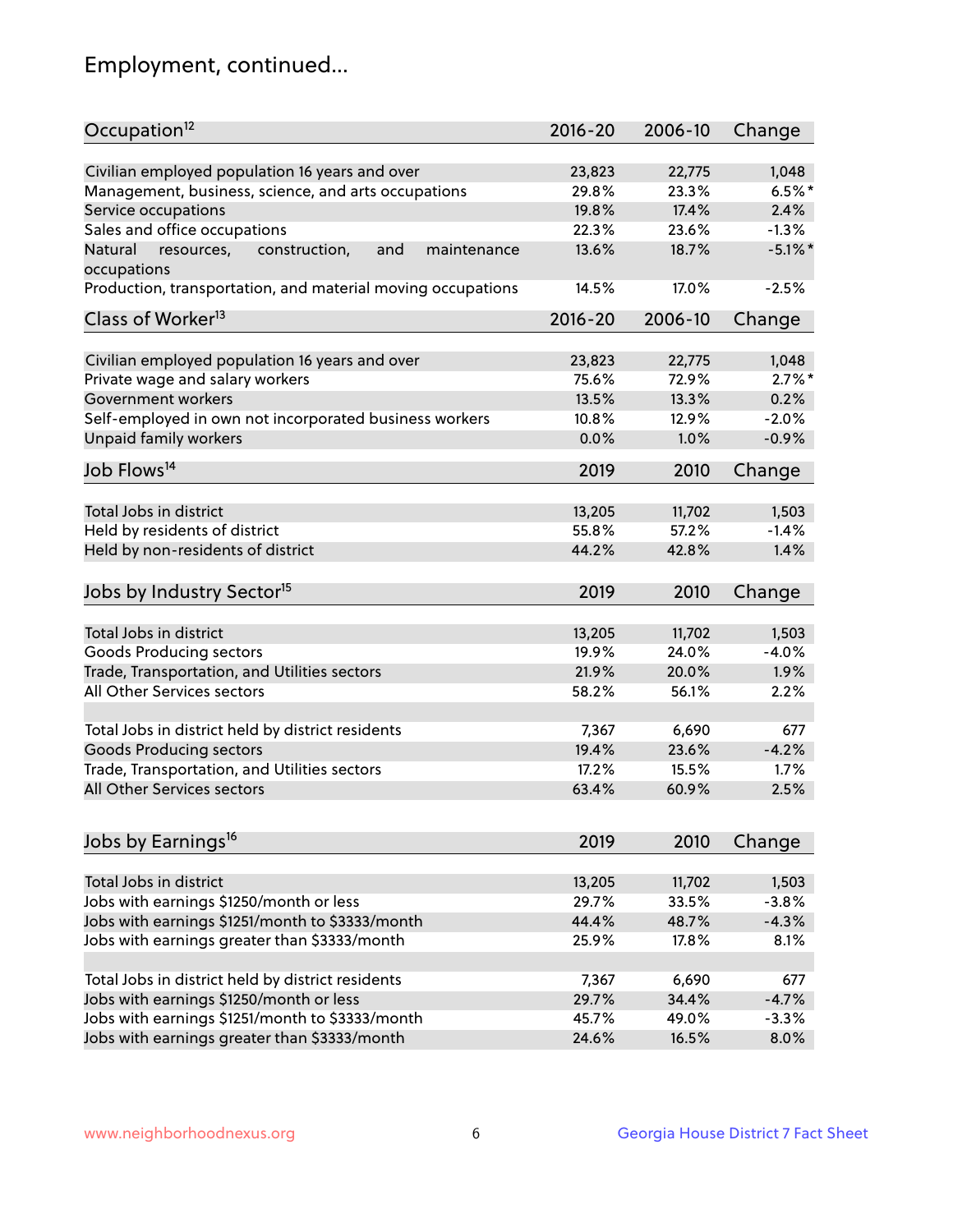# Employment, continued...

| Occupation[12] | 2016-20 | 2006-10 | Change |
|---|---|---|---|
| Civilian employed population 16 years and over | 23,823 | 22,775 | 1,048 |
| Management, business, science, and arts occupations | 29.8% | 23.3% | 6.5%* |
| Service occupations | 19.8% | 17.4% | 2.4% |
| Sales and office occupations | 22.3% | 23.6% | -1.3% |
| Natural resources, construction, and maintenance occupations | 13.6% | 18.7% | -5.1%* |
| Production, transportation, and material moving occupations | 14.5% | 17.0% | -2.5% |

| Class of Worker[13] | 2016-20 | 2006-10 | Change |
|---|---|---|---|
| Civilian employed population 16 years and over | 23,823 | 22,775 | 1,048 |
| Private wage and salary workers | 75.6% | 72.9% | 2.7%* |
| Government workers | 13.5% | 13.3% | 0.2% |
| Self-employed in own not incorporated business workers | 10.8% | 12.9% | -2.0% |
| Unpaid family workers | 0.0% | 1.0% | -0.9% |

| Job Flows[14] | 2019 | 2010 | Change |
|---|---|---|---|
| Total Jobs in district | 13,205 | 11,702 | 1,503 |
| Held by residents of district | 55.8% | 57.2% | -1.4% |
| Held by non-residents of district | 44.2% | 42.8% | 1.4% |

| Jobs by Industry Sector[15] | 2019 | 2010 | Change |
|---|---|---|---|
| Total Jobs in district | 13,205 | 11,702 | 1,503 |
| Goods Producing sectors | 19.9% | 24.0% | -4.0% |
| Trade, Transportation, and Utilities sectors | 21.9% | 20.0% | 1.9% |
| All Other Services sectors | 58.2% | 56.1% | 2.2% |
| | | | |
| Total Jobs in district held by district residents | 7,367 | 6,690 | 677 |
| Goods Producing sectors | 19.4% | 23.6% | -4.2% |
| Trade, Transportation, and Utilities sectors | 17.2% | 15.5% | 1.7% |
| All Other Services sectors | 63.4% | 60.9% | 2.5% |

| Jobs by Earnings[16] | 2019 | 2010 | Change |
|---|---|---|---|
| Total Jobs in district | 13,205 | 11,702 | 1,503 |
| Jobs with earnings $1250/month or less | 29.7% | 33.5% | -3.8% |
| Jobs with earnings $1251/month to $3333/month | 44.4% | 48.7% | -4.3% |
| Jobs with earnings greater than $3333/month | 25.9% | 17.8% | 8.1% |
| | | | |
| Total Jobs in district held by district residents | 7,367 | 6,690 | 677 |
| Jobs with earnings $1250/month or less | 29.7% | 34.4% | -4.7% |
| Jobs with earnings $1251/month to $3333/month | 45.7% | 49.0% | -3.3% |
| Jobs with earnings greater than $3333/month | 24.6% | 16.5% | 8.0% |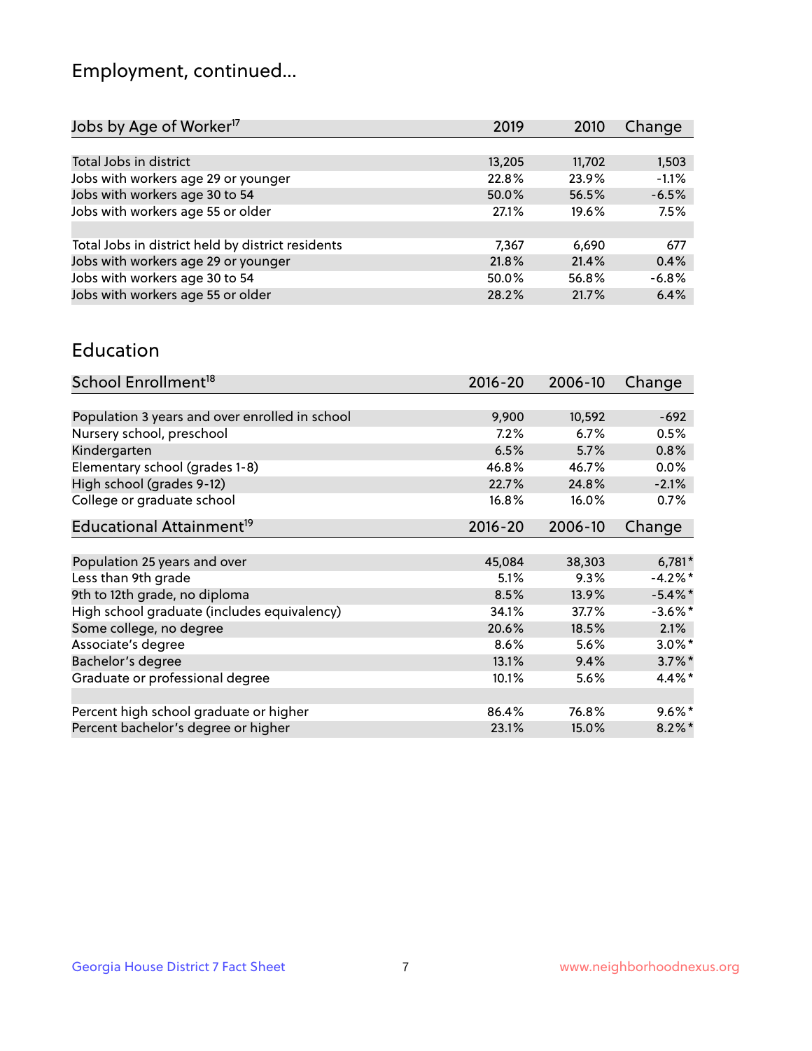## Employment, continued...

| Jobs by Age of Worker[17] | 2019 | 2010 | Change |
|---|---|---|---|
| | | | |
| Total Jobs in district | 13,205 | 11,702 | 1,503 |
| Jobs with workers age 29 or younger | 22.8% | 23.9% | -1.1% |
| Jobs with workers age 30 to 54 | 50.0% | 56.5% | -6.5% |
| Jobs with workers age 55 or older | 27.1% | 19.6% | 7.5% |
| | | | |
| Total Jobs in district held by district residents | 7,367 | 6,690 | 677 |
| Jobs with workers age 29 or younger | 21.8% | 21.4% | 0.4% |
| Jobs with workers age 30 to 54 | 50.0% | 56.8% | -6.8% |
| Jobs with workers age 55 or older | 28.2% | 21.7% | 6.4% |

## Education

| School Enrollment[18] | 2016-20 | 2006-10 | Change |
|---|---|---|---|
| | | | |
| Population 3 years and over enrolled in school | 9,900 | 10,592 | -692 |
| Nursery school, preschool | 7.2% | 6.7% | 0.5% |
| Kindergarten | 6.5% | 5.7% | 0.8% |
| Elementary school (grades 1-8) | 46.8% | 46.7% | 0.0% |
| High school (grades 9-12) | 22.7% | 24.8% | -2.1% |
| College or graduate school | 16.8% | 16.0% | 0.7% |

| Educational Attainment[19] | 2016-20 | 2006-10 | Change |
|---|---|---|---|
| | | | |
| Population 25 years and over | 45,084 | 38,303 | 6,781* |
| Less than 9th grade | 5.1% | 9.3% | -4.2%* |
| 9th to 12th grade, no diploma | 8.5% | 13.9% | -5.4%* |
| High school graduate (includes equivalency) | 34.1% | 37.7% | -3.6%* |
| Some college, no degree | 20.6% | 18.5% | 2.1% |
| Associate's degree | 8.6% | 5.6% | 3.0%* |
| Bachelor's degree | 13.1% | 9.4% | 3.7%* |
| Graduate or professional degree | 10.1% | 5.6% | 4.4%* |
| | | | |
| Percent high school graduate or higher | 86.4% | 76.8% | 9.6%* |
| Percent bachelor's degree or higher | 23.1% | 15.0% | 8.2%* |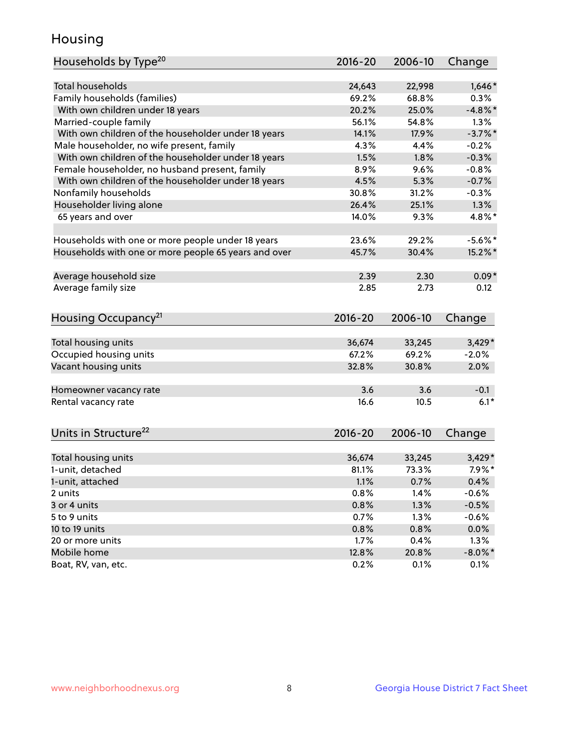# Housing

| Households by Type[20] | 2016-20 | 2006-10 | Change |
|---|---|---|---|
| Total households | 24,643 | 22,998 | 1,646* |
| Family households (families) | 69.2% | 68.8% | 0.3% |
| With own children under 18 years | 20.2% | 25.0% | -4.8%* |
| Married-couple family | 56.1% | 54.8% | 1.3% |
| With own children of the householder under 18 years | 14.1% | 17.9% | -3.7%* |
| Male householder, no wife present, family | 4.3% | 4.4% | -0.2% |
| With own children of the householder under 18 years | 1.5% | 1.8% | -0.3% |
| Female householder, no husband present, family | 8.9% | 9.6% | -0.8% |
| With own children of the householder under 18 years | 4.5% | 5.3% | -0.7% |
| Nonfamily households | 30.8% | 31.2% | -0.3% |
| Householder living alone | 26.4% | 25.1% | 1.3% |
| 65 years and over | 14.0% | 9.3% | 4.8%* |
| | | | |
| Households with one or more people under 18 years | 23.6% | 29.2% | -5.6%* |
| Households with one or more people 65 years and over | 45.7% | 30.4% | 15.2%* |
| | | | |
| Average household size | 2.39 | 2.30 | 0.09* |
| Average family size | 2.85 | 2.73 | 0.12 |

| Housing Occupancy[21] | 2016-20 | 2006-10 | Change |
|---|---|---|---|
| Total housing units | 36,674 | 33,245 | 3,429* |
| Occupied housing units | 67.2% | 69.2% | -2.0% |
| Vacant housing units | 32.8% | 30.8% | 2.0% |
| | | | |
| Homeowner vacancy rate | 3.6 | 3.6 | -0.1 |
| Rental vacancy rate | 16.6 | 10.5 | 6.1* |

| Units in Structure[22] | 2016-20 | 2006-10 | Change |
|---|---|---|---|
| Total housing units | 36,674 | 33,245 | 3,429* |
| 1-unit, detached | 81.1% | 73.3% | 7.9%* |
| 1-unit, attached | 1.1% | 0.7% | 0.4% |
| 2 units | 0.8% | 1.4% | -0.6% |
| 3 or 4 units | 0.8% | 1.3% | -0.5% |
| 5 to 9 units | 0.7% | 1.3% | -0.6% |
| 10 to 19 units | 0.8% | 0.8% | 0.0% |
| 20 or more units | 1.7% | 0.4% | 1.3% |
| Mobile home | 12.8% | 20.8% | -8.0%* |
| Boat, RV, van, etc. | 0.2% | 0.1% | 0.1% |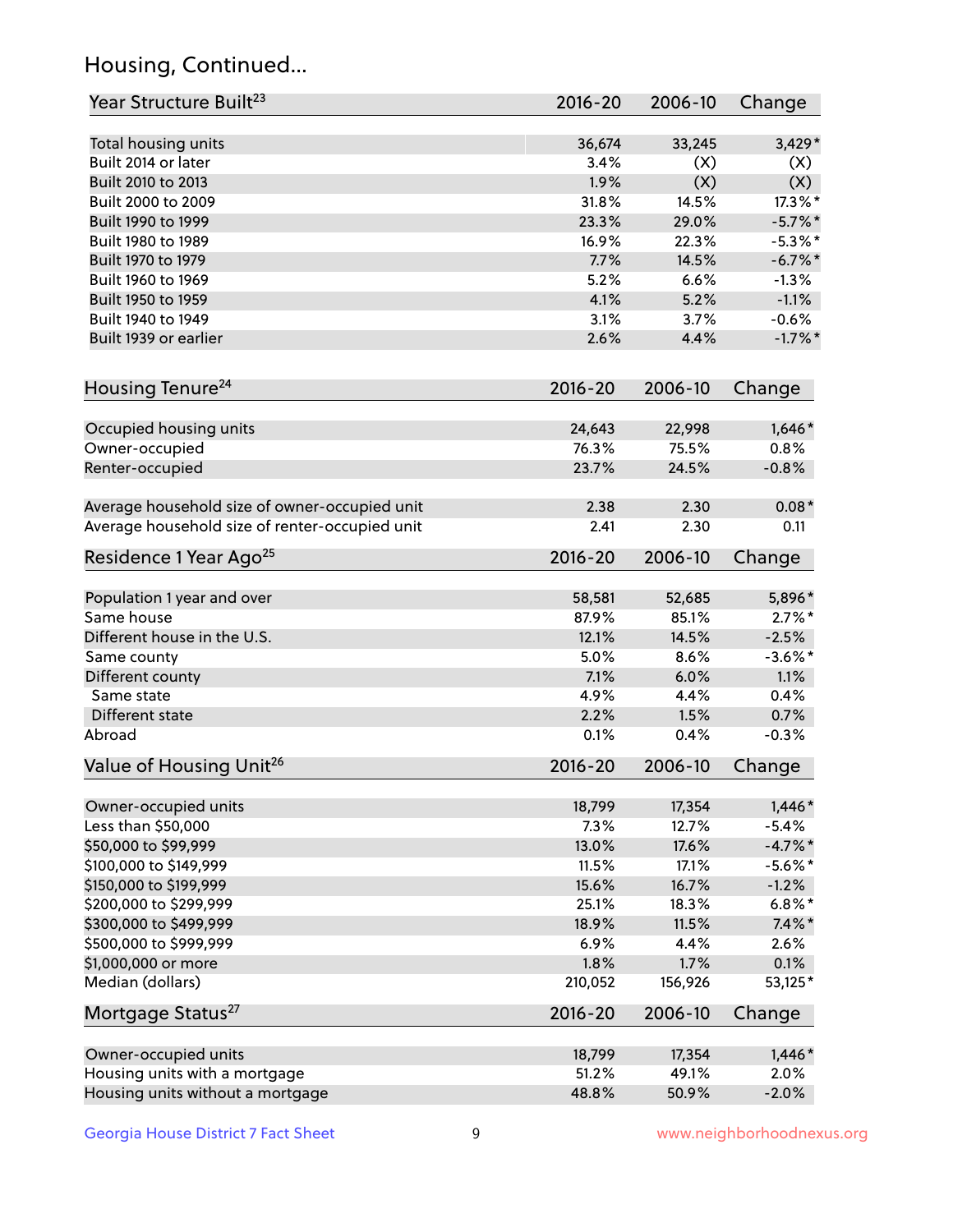## Housing, Continued...

| Year Structure Built[23] | 2016-20 | 2006-10 | Change |
|---|---|---|---|
| Total housing units | 36,674 | 33,245 | 3,429* |
| Built 2014 or later | 3.4% | (X) | (X) |
| Built 2010 to 2013 | 1.9% | (X) | (X) |
| Built 2000 to 2009 | 31.8% | 14.5% | 17.3%* |
| Built 1990 to 1999 | 23.3% | 29.0% | -5.7%* |
| Built 1980 to 1989 | 16.9% | 22.3% | -5.3%* |
| Built 1970 to 1979 | 7.7% | 14.5% | -6.7%* |
| Built 1960 to 1969 | 5.2% | 6.6% | -1.3% |
| Built 1950 to 1959 | 4.1% | 5.2% | -1.1% |
| Built 1940 to 1949 | 3.1% | 3.7% | -0.6% |
| Built 1939 or earlier | 2.6% | 4.4% | -1.7%* |

| Housing Tenure[24] | 2016-20 | 2006-10 | Change |
|---|---|---|---|
| Occupied housing units | 24,643 | 22,998 | 1,646* |
| Owner-occupied | 76.3% | 75.5% | 0.8% |
| Renter-occupied | 23.7% | 24.5% | -0.8% |
| Average household size of owner-occupied unit | 2.38 | 2.30 | 0.08* |
| Average household size of renter-occupied unit | 2.41 | 2.30 | 0.11 |

| Residence 1 Year Ago[25] | 2016-20 | 2006-10 | Change |
|---|---|---|---|
| Population 1 year and over | 58,581 | 52,685 | 5,896* |
| Same house | 87.9% | 85.1% | 2.7%* |
| Different house in the U.S. | 12.1% | 14.5% | -2.5% |
| Same county | 5.0% | 8.6% | -3.6%* |
| Different county | 7.1% | 6.0% | 1.1% |
| Same state | 4.9% | 4.4% | 0.4% |
| Different state | 2.2% | 1.5% | 0.7% |
| Abroad | 0.1% | 0.4% | -0.3% |

| Value of Housing Unit[26] | 2016-20 | 2006-10 | Change |
|---|---|---|---|
| Owner-occupied units | 18,799 | 17,354 | 1,446* |
| Less than $50,000 | 7.3% | 12.7% | -5.4% |
| $50,000 to $99,999 | 13.0% | 17.6% | -4.7%* |
| $100,000 to $149,999 | 11.5% | 17.1% | -5.6%* |
| $150,000 to $199,999 | 15.6% | 16.7% | -1.2% |
| $200,000 to $299,999 | 25.1% | 18.3% | 6.8%* |
| $300,000 to $499,999 | 18.9% | 11.5% | 7.4%* |
| $500,000 to $999,999 | 6.9% | 4.4% | 2.6% |
| $1,000,000 or more | 1.8% | 1.7% | 0.1% |
| Median (dollars) | 210,052 | 156,926 | 53,125* |

| Mortgage Status[27] | 2016-20 | 2006-10 | Change |
|---|---|---|---|
| Owner-occupied units | 18,799 | 17,354 | 1,446* |
| Housing units with a mortgage | 51.2% | 49.1% | 2.0% |
| Housing units without a mortgage | 48.8% | 50.9% | -2.0% |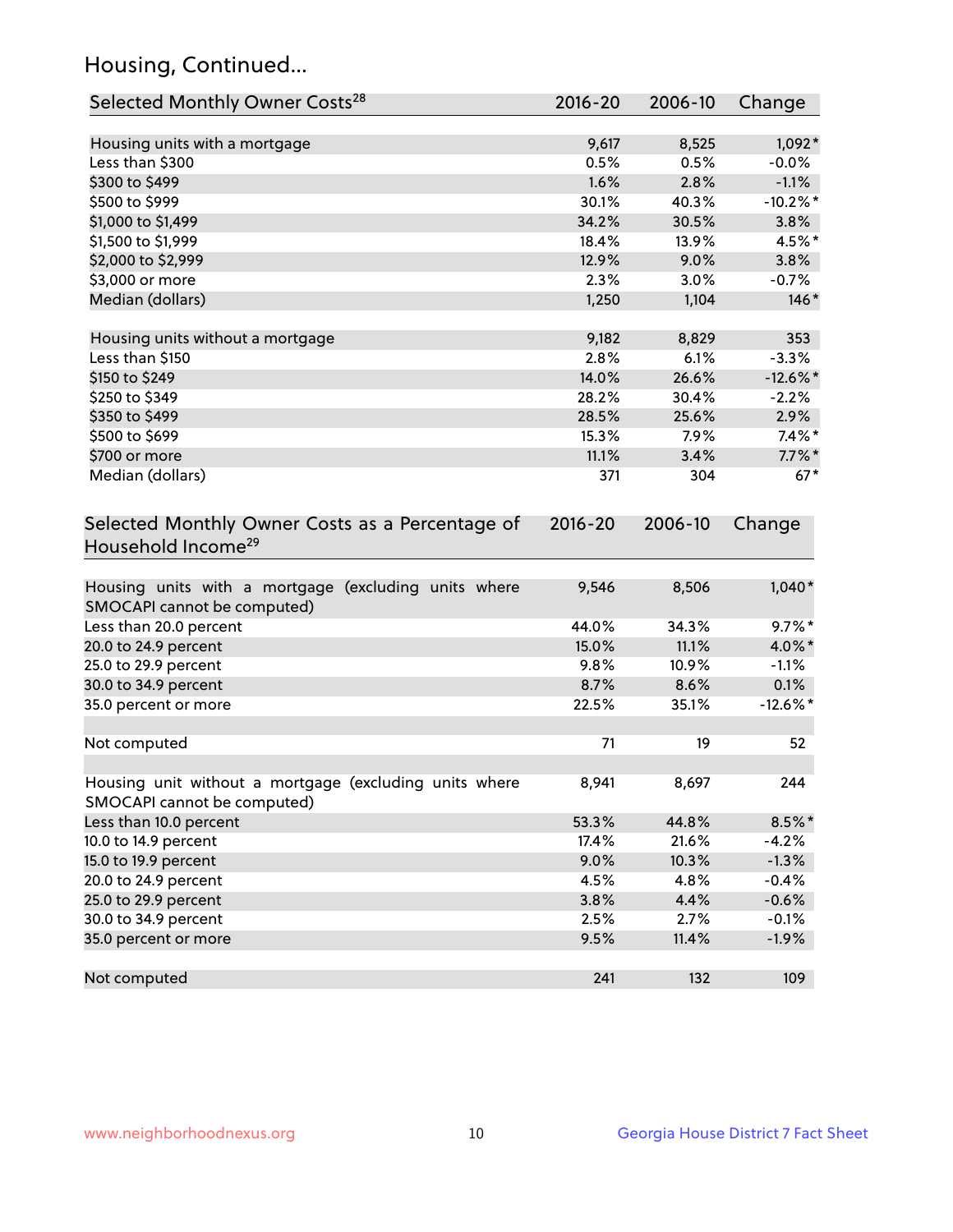## Housing, Continued...

| Selected Monthly Owner Costs[28] | 2016-20 | 2006-10 | Change |
|---|---|---|---|
| Housing units with a mortgage | 9,617 | 8,525 | 1,092* |
| Less than $300 | 0.5% | 0.5% | -0.0% |
| $300 to $499 | 1.6% | 2.8% | -1.1% |
| $500 to $999 | 30.1% | 40.3% | -10.2%* |
| $1,000 to $1,499 | 34.2% | 30.5% | 3.8% |
| $1,500 to $1,999 | 18.4% | 13.9% | 4.5%* |
| $2,000 to $2,999 | 12.9% | 9.0% | 3.8% |
| $3,000 or more | 2.3% | 3.0% | -0.7% |
| Median (dollars) | 1,250 | 1,104 | 146* |
| | | | |
| Housing units without a mortgage | 9,182 | 8,829 | 353 |
| Less than $150 | 2.8% | 6.1% | -3.3% |
| $150 to $249 | 14.0% | 26.6% | -12.6%* |
| $250 to $349 | 28.2% | 30.4% | -2.2% |
| $350 to $499 | 28.5% | 25.6% | 2.9% |
| $500 to $699 | 15.3% | 7.9% | 7.4%* |
| $700 or more | 11.1% | 3.4% | 7.7%* |
| Median (dollars) | 371 | 304 | 67* |

| Selected Monthly Owner Costs as a Percentage of Household Income[29] | 2016-20 | 2006-10 | Change |
|---|---|---|---|
| Housing units with a mortgage (excluding units where SMOCAPI cannot be computed) | 9,546 | 8,506 | 1,040* |
| Less than 20.0 percent | 44.0% | 34.3% | 9.7%* |
| 20.0 to 24.9 percent | 15.0% | 11.1% | 4.0%* |
| 25.0 to 29.9 percent | 9.8% | 10.9% | -1.1% |
| 30.0 to 34.9 percent | 8.7% | 8.6% | 0.1% |
| 35.0 percent or more | 22.5% | 35.1% | -12.6%* |
| | | | |
| Not computed | 71 | 19 | 52 |
| | | | |
| Housing unit without a mortgage (excluding units where SMOCAPI cannot be computed) | 8,941 | 8,697 | 244 |
| Less than 10.0 percent | 53.3% | 44.8% | 8.5%* |
| 10.0 to 14.9 percent | 17.4% | 21.6% | -4.2% |
| 15.0 to 19.9 percent | 9.0% | 10.3% | -1.3% |
| 20.0 to 24.9 percent | 4.5% | 4.8% | -0.4% |
| 25.0 to 29.9 percent | 3.8% | 4.4% | -0.6% |
| 30.0 to 34.9 percent | 2.5% | 2.7% | -0.1% |
| 35.0 percent or more | 9.5% | 11.4% | -1.9% |
| | | | |
| Not computed | 241 | 132 | 109 |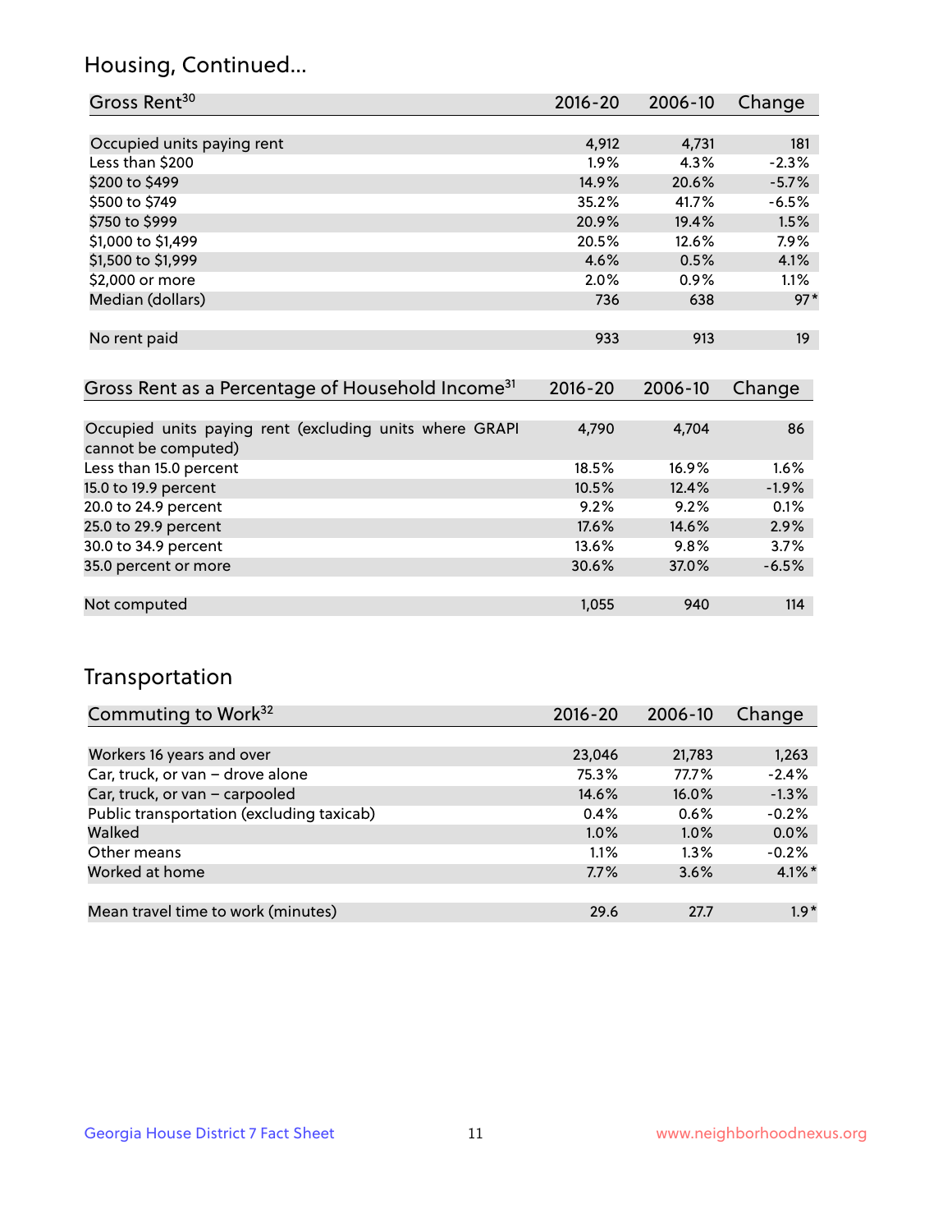## Housing, Continued...

| Gross Rent[30] | 2016-20 | 2006-10 | Change |
|---|---|---|---|
| Occupied units paying rent | 4,912 | 4,731 | 181 |
| Less than $200 | 1.9% | 4.3% | -2.3% |
| $200 to $499 | 14.9% | 20.6% | -5.7% |
| $500 to $749 | 35.2% | 41.7% | -6.5% |
| $750 to $999 | 20.9% | 19.4% | 1.5% |
| $1,000 to $1,499 | 20.5% | 12.6% | 7.9% |
| $1,500 to $1,999 | 4.6% | 0.5% | 4.1% |
| $2,000 or more | 2.0% | 0.9% | 1.1% |
| Median (dollars) | 736 | 638 | 97* |
| No rent paid | 933 | 913 | 19 |

| Gross Rent as a Percentage of Household Income[31] | 2016-20 | 2006-10 | Change |
|---|---|---|---|
| Occupied units paying rent (excluding units where GRAPI cannot be computed) | 4,790 | 4,704 | 86 |
| Less than 15.0 percent | 18.5% | 16.9% | 1.6% |
| 15.0 to 19.9 percent | 10.5% | 12.4% | -1.9% |
| 20.0 to 24.9 percent | 9.2% | 9.2% | 0.1% |
| 25.0 to 29.9 percent | 17.6% | 14.6% | 2.9% |
| 30.0 to 34.9 percent | 13.6% | 9.8% | 3.7% |
| 35.0 percent or more | 30.6% | 37.0% | -6.5% |
| Not computed | 1,055 | 940 | 114 |

## Transportation

| Commuting to Work[32] | 2016-20 | 2006-10 | Change |
|---|---|---|---|
| Workers 16 years and over | 23,046 | 21,783 | 1,263 |
| Car, truck, or van – drove alone | 75.3% | 77.7% | -2.4% |
| Car, truck, or van – carpooled | 14.6% | 16.0% | -1.3% |
| Public transportation (excluding taxicab) | 0.4% | 0.6% | -0.2% |
| Walked | 1.0% | 1.0% | 0.0% |
| Other means | 1.1% | 1.3% | -0.2% |
| Worked at home | 7.7% | 3.6% | 4.1%* |
| Mean travel time to work (minutes) | 29.6 | 27.7 | 1.9* |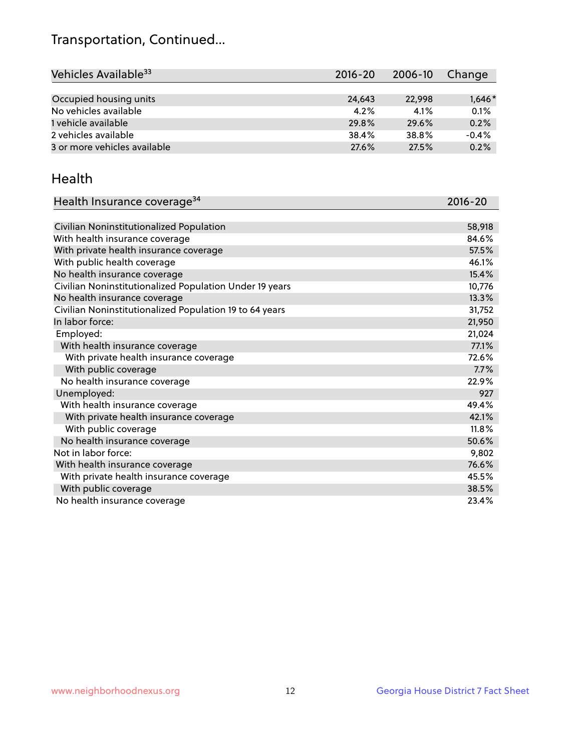## Transportation, Continued...

| Vehicles Available[33] | 2016-20 | 2006-10 | Change |
|---|---|---|---|
| Occupied housing units | 24,643 | 22,998 | 1,646* |
| No vehicles available | 4.2% | 4.1% | 0.1% |
| 1 vehicle available | 29.8% | 29.6% | 0.2% |
| 2 vehicles available | 38.4% | 38.8% | -0.4% |
| 3 or more vehicles available | 27.6% | 27.5% | 0.2% |

## Health

| Health Insurance coverage[34] | 2016-20 |
|---|---|
| Civilian Noninstitutionalized Population | 58,918 |
| With health insurance coverage | 84.6% |
| With private health insurance coverage | 57.5% |
| With public health coverage | 46.1% |
| No health insurance coverage | 15.4% |
| Civilian Noninstitutionalized Population Under 19 years | 10,776 |
| No health insurance coverage | 13.3% |
| Civilian Noninstitutionalized Population 19 to 64 years | 31,752 |
| In labor force: | 21,950 |
| Employed: | 21,024 |
| With health insurance coverage | 77.1% |
| With private health insurance coverage | 72.6% |
| With public coverage | 7.7% |
| No health insurance coverage | 22.9% |
| Unemployed: | 927 |
| With health insurance coverage | 49.4% |
| With private health insurance coverage | 42.1% |
| With public coverage | 11.8% |
| No health insurance coverage | 50.6% |
| Not in labor force: | 9,802 |
| With health insurance coverage | 76.6% |
| With private health insurance coverage | 45.5% |
| With public coverage | 38.5% |
| No health insurance coverage | 23.4% |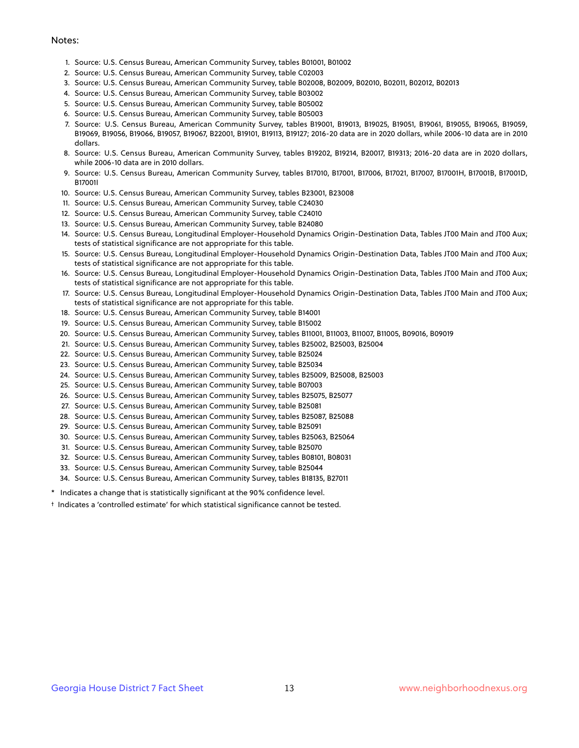Notes:

1. Source: U.S. Census Bureau, American Community Survey, tables B01001, B01002
2. Source: U.S. Census Bureau, American Community Survey, table C02003
3. Source: U.S. Census Bureau, American Community Survey, table B02008, B02009, B02010, B02011, B02012, B02013
4. Source: U.S. Census Bureau, American Community Survey, table B03002
5. Source: U.S. Census Bureau, American Community Survey, table B05002
6. Source: U.S. Census Bureau, American Community Survey, table B05003
7. Source: U.S. Census Bureau, American Community Survey, tables B19001, B19013, B19025, B19051, B19061, B19055, B19065, B19059, B19069, B19056, B19066, B19057, B19067, B22001, B19101, B19113, B19127; 2016-20 data are in 2020 dollars, while 2006-10 data are in 2010 dollars.
8. Source: U.S. Census Bureau, American Community Survey, tables B19202, B19214, B20017, B19313; 2016-20 data are in 2020 dollars, while 2006-10 data are in 2010 dollars.
9. Source: U.S. Census Bureau, American Community Survey, tables B17010, B17001, B17006, B17021, B17007, B17001H, B17001B, B17001D, B17001I
10. Source: U.S. Census Bureau, American Community Survey, tables B23001, B23008
11. Source: U.S. Census Bureau, American Community Survey, table C24030
12. Source: U.S. Census Bureau, American Community Survey, table C24010
13. Source: U.S. Census Bureau, American Community Survey, table B24080
14. Source: U.S. Census Bureau, Longitudinal Employer-Household Dynamics Origin-Destination Data, Tables JT00 Main and JT00 Aux; tests of statistical significance are not appropriate for this table.
15. Source: U.S. Census Bureau, Longitudinal Employer-Household Dynamics Origin-Destination Data, Tables JT00 Main and JT00 Aux; tests of statistical significance are not appropriate for this table.
16. Source: U.S. Census Bureau, Longitudinal Employer-Household Dynamics Origin-Destination Data, Tables JT00 Main and JT00 Aux; tests of statistical significance are not appropriate for this table.
17. Source: U.S. Census Bureau, Longitudinal Employer-Household Dynamics Origin-Destination Data, Tables JT00 Main and JT00 Aux; tests of statistical significance are not appropriate for this table.
18. Source: U.S. Census Bureau, American Community Survey, table B14001
19. Source: U.S. Census Bureau, American Community Survey, table B15002
20. Source: U.S. Census Bureau, American Community Survey, tables B11001, B11003, B11007, B11005, B09016, B09019
21. Source: U.S. Census Bureau, American Community Survey, tables B25002, B25003, B25004
22. Source: U.S. Census Bureau, American Community Survey, table B25024
23. Source: U.S. Census Bureau, American Community Survey, table B25034
24. Source: U.S. Census Bureau, American Community Survey, tables B25009, B25008, B25003
25. Source: U.S. Census Bureau, American Community Survey, table B07003
26. Source: U.S. Census Bureau, American Community Survey, tables B25075, B25077
27. Source: U.S. Census Bureau, American Community Survey, table B25081
28. Source: U.S. Census Bureau, American Community Survey, tables B25087, B25088
29. Source: U.S. Census Bureau, American Community Survey, table B25091
30. Source: U.S. Census Bureau, American Community Survey, tables B25063, B25064
31. Source: U.S. Census Bureau, American Community Survey, table B25070
32. Source: U.S. Census Bureau, American Community Survey, tables B08101, B08031
33. Source: U.S. Census Bureau, American Community Survey, table B25044
34. Source: U.S. Census Bureau, American Community Survey, tables B18135, B27011

\* Indicates a change that is statistically significant at the 90% confidence level.

† Indicates a 'controlled estimate' for which statistical significance cannot be tested.